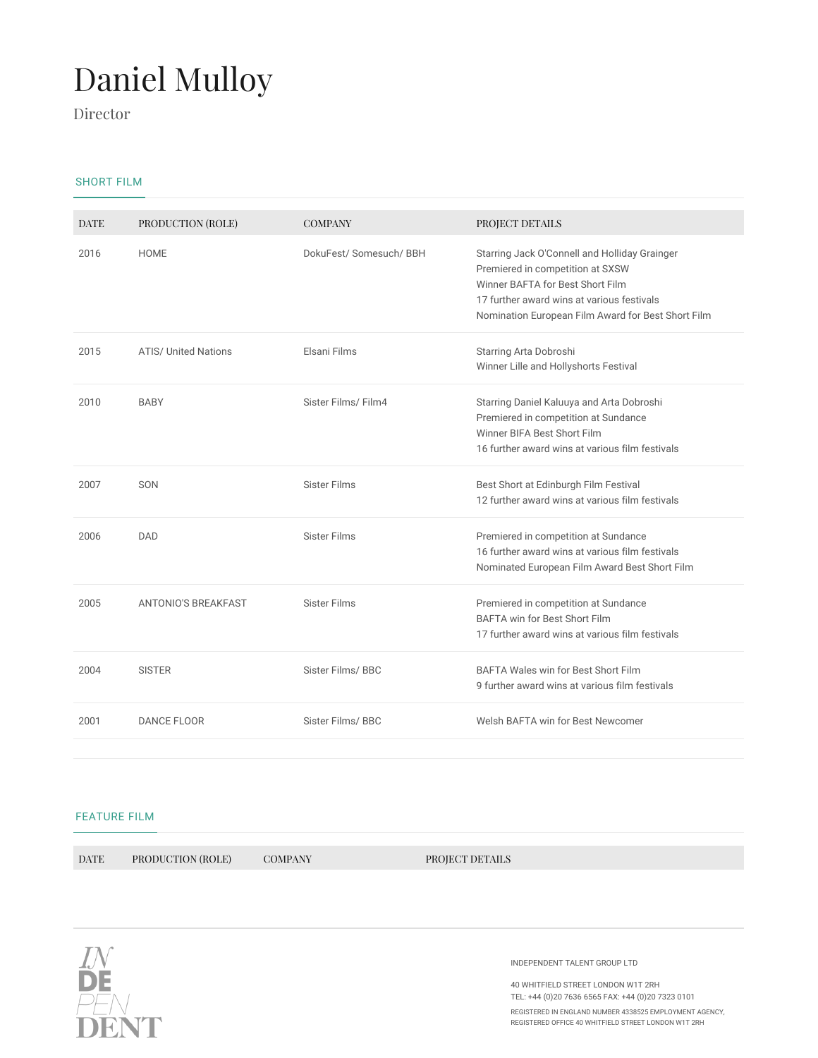# Daniel Mulloy

Director

## SHORT FILM

| DATE | PRODUCTION (ROLE) | COMPANY | PROJECT DETAILS |
|---|---|---|---|
| 2016 | HOME | DokuFest/ Somesuch/ BBH | Starring Jack O'Connell and Holliday Grainger<br>Premiered in competition at SXSW<br>Winner BAFTA for Best Short Film<br>17 further award wins at various festivals<br>Nomination European Film Award for Best Short Film |
| 2015 | ATIS/ United Nations | Elsani Films | Starring Arta Dobroshi<br>Winner Lille and Hollyshorts Festival |
| 2010 | BABY | Sister Films/ Film4 | Starring Daniel Kaluuya and Arta Dobroshi<br>Premiered in competition at Sundance<br>Winner BIFA Best Short Film<br>16 further award wins at various film festivals |
| 2007 | SON | Sister Films | Best Short at Edinburgh Film Festival<br>12 further award wins at various film festivals |
| 2006 | DAD | Sister Films | Premiered in competition at Sundance<br>16 further award wins at various film festivals<br>Nominated European Film Award Best Short Film |
| 2005 | ANTONIO'S BREAKFAST | Sister Films | Premiered in competition at Sundance<br>BAFTA win for Best Short Film<br>17 further award wins at various film festivals |
| 2004 | SISTER | Sister Films/ BBC | BAFTA Wales win for Best Short Film<br>9 further award wins at various film festivals |
| 2001 | DANCE FLOOR | Sister Films/ BBC | Welsh BAFTA win for Best Newcomer |

## FEATURE FILM

| DATE | PRODUCTION (ROLE) | COMPANY | PROJECT DETAILS |
|---|---|---|---|

INDEPENDENT TALENT GROUP LTD

40 WHITFIELD STREET LONDON W1T 2RH
TEL: +44 (0)20 7636 6565 FAX: +44 (0)20 7323 0101

REGISTERED IN ENGLAND NUMBER 4338525 EMPLOYMENT AGENCY,
REGISTERED OFFICE 40 WHITFIELD STREET LONDON W1T 2RH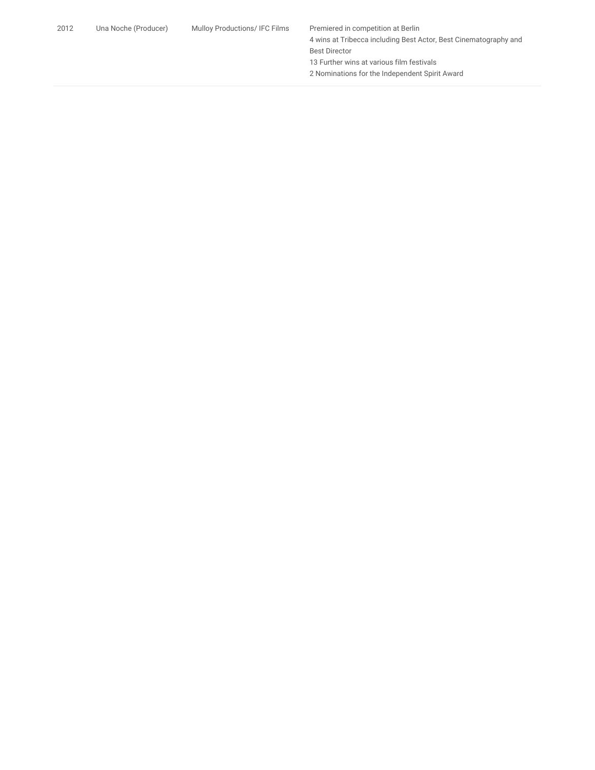| | | | |
|---|---|---|---|
| 2012 | Una Noche (Producer) | Mulloy Productions/ IFC Films | Premiered in competition at Berlin<br>4 wins at Tribecca including Best Actor, Best Cinematography and Best Director<br>13 Further wins at various film festivals<br>2 Nominations for the Independent Spirit Award |